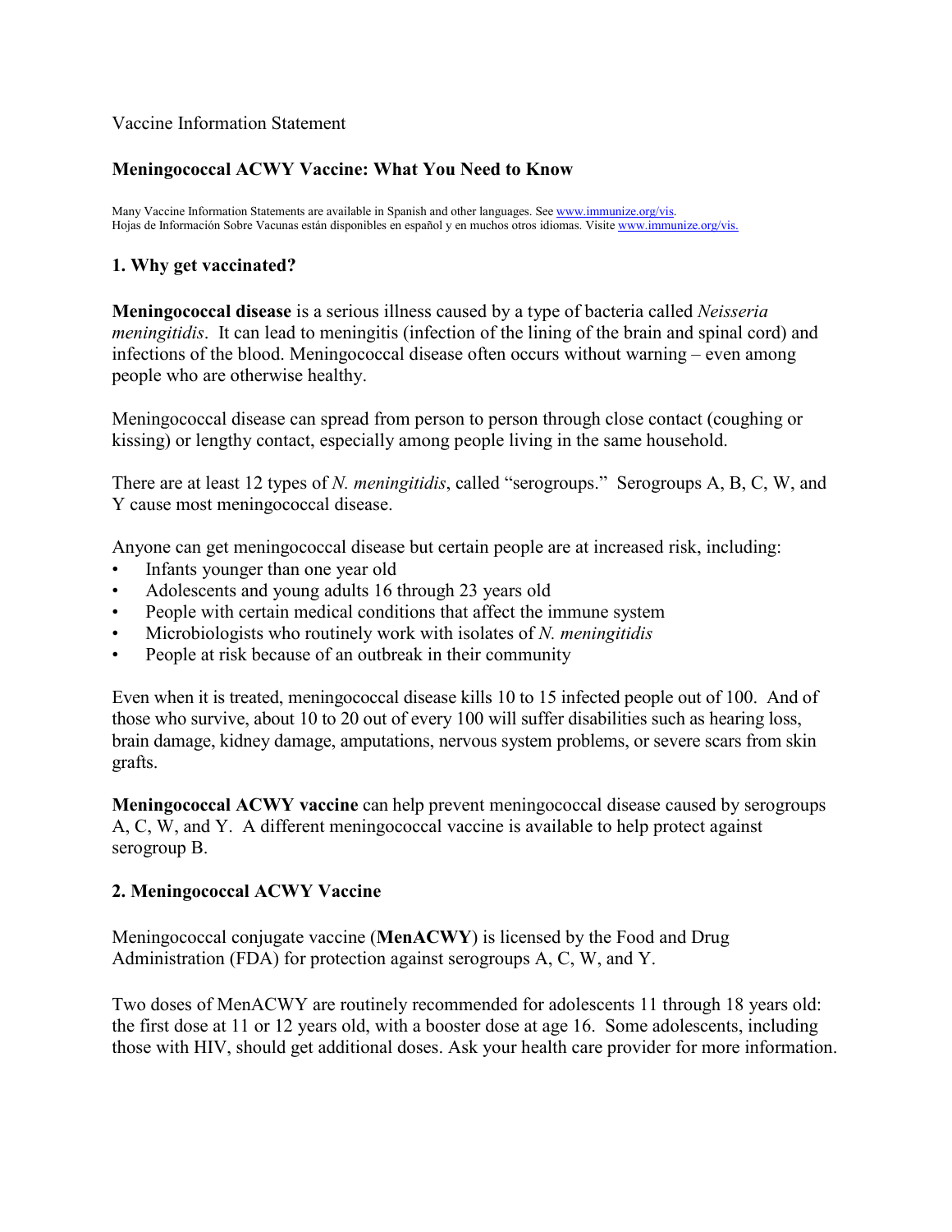Vaccine Information Statement

# Meningococcal ACWY Vaccine: What You Need to Know

Many Vaccine Information Statements are available in Spanish and other languages. See [www.immunize.org/vis](www.immunize.org/vis).
Hojas de Información Sobre Vacunas están disponibles en español y en muchos otros idiomas. Visite [www.immunize.org/vis.](www.immunize.org/vis)

## 1. Why get vaccinated?

**Meningococcal disease** is a serious illness caused by a type of bacteria called *Neisseria meningitidis*. It can lead to meningitis (infection of the lining of the brain and spinal cord) and infections of the blood. Meningococcal disease often occurs without warning – even among people who are otherwise healthy.

Meningococcal disease can spread from person to person through close contact (coughing or kissing) or lengthy contact, especially among people living in the same household.

There are at least 12 types of *N. meningitidis*, called "serogroups." Serogroups A, B, C, W, and Y cause most meningococcal disease.

Anyone can get meningococcal disease but certain people are at increased risk, including:

- Infants younger than one year old
- Adolescents and young adults 16 through 23 years old
- People with certain medical conditions that affect the immune system
- Microbiologists who routinely work with isolates of *N. meningitidis*
- People at risk because of an outbreak in their community

Even when it is treated, meningococcal disease kills 10 to 15 infected people out of 100. And of those who survive, about 10 to 20 out of every 100 will suffer disabilities such as hearing loss, brain damage, kidney damage, amputations, nervous system problems, or severe scars from skin grafts.

**Meningococcal ACWY vaccine** can help prevent meningococcal disease caused by serogroups A, C, W, and Y. A different meningococcal vaccine is available to help protect against serogroup B.

## 2. Meningococcal ACWY Vaccine

Meningococcal conjugate vaccine (**MenACWY**) is licensed by the Food and Drug Administration (FDA) for protection against serogroups A, C, W, and Y.

Two doses of MenACWY are routinely recommended for adolescents 11 through 18 years old: the first dose at 11 or 12 years old, with a booster dose at age 16. Some adolescents, including those with HIV, should get additional doses. Ask your health care provider for more information.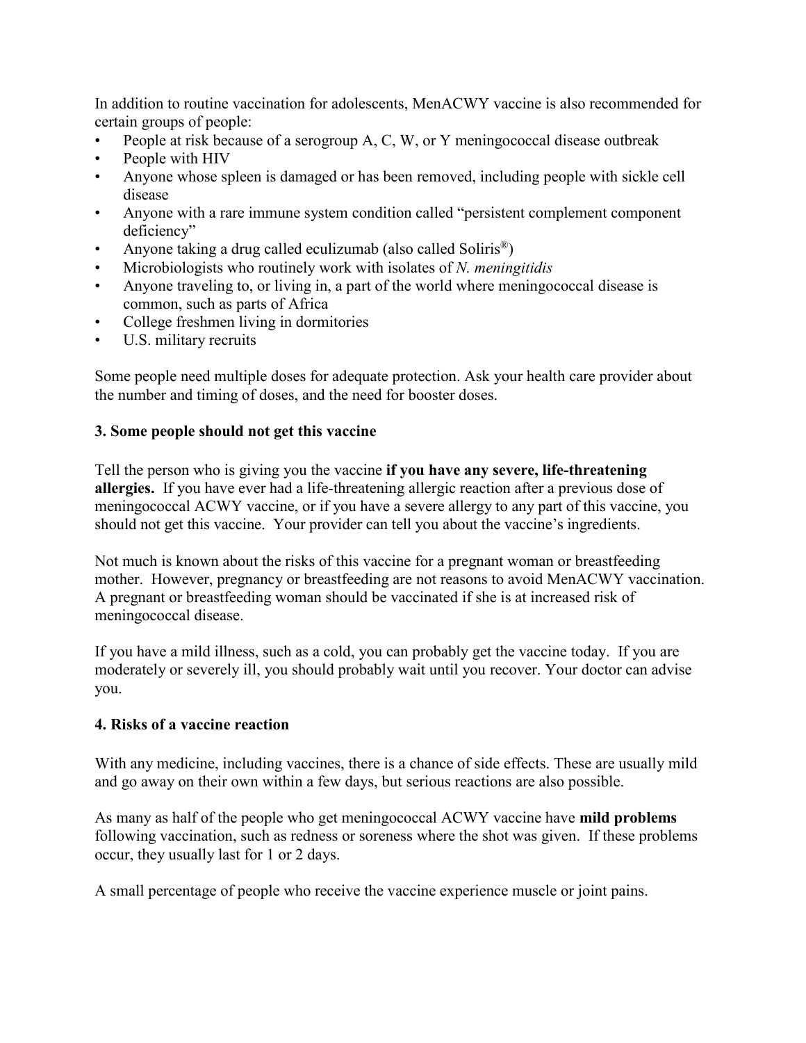In addition to routine vaccination for adolescents, MenACWY vaccine is also recommended for certain groups of people:

- People at risk because of a serogroup A, C, W, or Y meningococcal disease outbreak
- People with HIV
- Anyone whose spleen is damaged or has been removed, including people with sickle cell disease
- Anyone with a rare immune system condition called "persistent complement component deficiency"
- Anyone taking a drug called eculizumab (also called Soliris®)
- Microbiologists who routinely work with isolates of *N. meningitidis*
- Anyone traveling to, or living in, a part of the world where meningococcal disease is common, such as parts of Africa
- College freshmen living in dormitories
- U.S. military recruits

Some people need multiple doses for adequate protection. Ask your health care provider about the number and timing of doses, and the need for booster doses.

### 3. Some people should not get this vaccine

Tell the person who is giving you the vaccine **if you have any severe, life-threatening allergies.** If you have ever had a life-threatening allergic reaction after a previous dose of meningococcal ACWY vaccine, or if you have a severe allergy to any part of this vaccine, you should not get this vaccine. Your provider can tell you about the vaccine's ingredients.

Not much is known about the risks of this vaccine for a pregnant woman or breastfeeding mother. However, pregnancy or breastfeeding are not reasons to avoid MenACWY vaccination. A pregnant or breastfeeding woman should be vaccinated if she is at increased risk of meningococcal disease.

If you have a mild illness, such as a cold, you can probably get the vaccine today. If you are moderately or severely ill, you should probably wait until you recover. Your doctor can advise you.

### 4. Risks of a vaccine reaction

With any medicine, including vaccines, there is a chance of side effects. These are usually mild and go away on their own within a few days, but serious reactions are also possible.

As many as half of the people who get meningococcal ACWY vaccine have **mild problems** following vaccination, such as redness or soreness where the shot was given. If these problems occur, they usually last for 1 or 2 days.

A small percentage of people who receive the vaccine experience muscle or joint pains.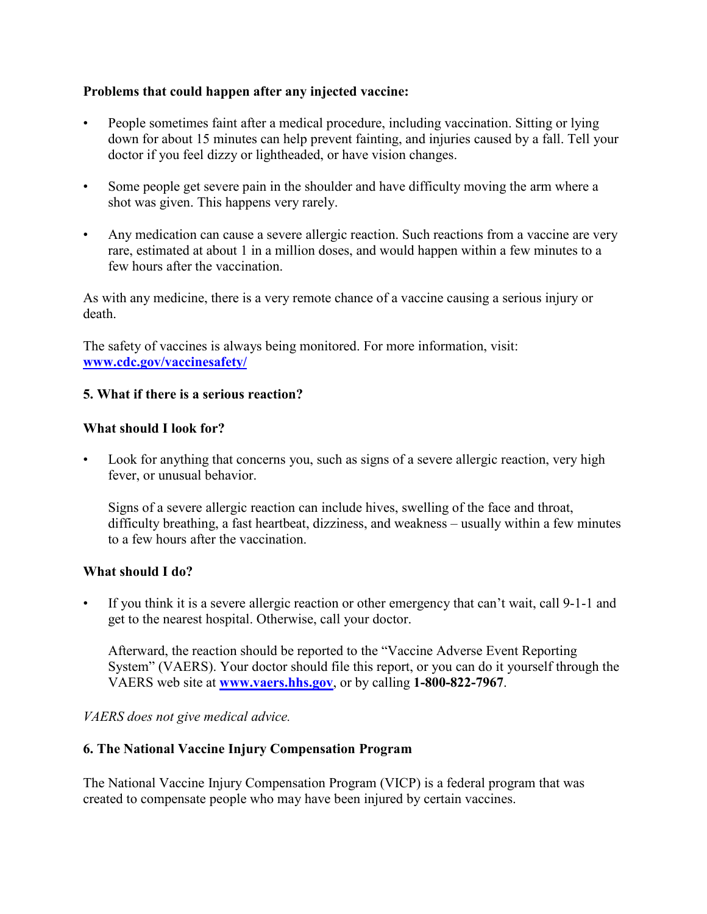**Problems that could happen after any injected vaccine:**

- People sometimes faint after a medical procedure, including vaccination. Sitting or lying down for about 15 minutes can help prevent fainting, and injuries caused by a fall. Tell your doctor if you feel dizzy or lightheaded, or have vision changes.

- Some people get severe pain in the shoulder and have difficulty moving the arm where a shot was given. This happens very rarely.

- Any medication can cause a severe allergic reaction. Such reactions from a vaccine are very rare, estimated at about 1 in a million doses, and would happen within a few minutes to a few hours after the vaccination.

As with any medicine, there is a very remote chance of a vaccine causing a serious injury or death.

The safety of vaccines is always being monitored. For more information, visit: **www.cdc.gov/vaccinesafety/**

## 5. What if there is a serious reaction?

### What should I look for?

- Look for anything that concerns you, such as signs of a severe allergic reaction, very high fever, or unusual behavior.

  Signs of a severe allergic reaction can include hives, swelling of the face and throat, difficulty breathing, a fast heartbeat, dizziness, and weakness – usually within a few minutes to a few hours after the vaccination.

### What should I do?

- If you think it is a severe allergic reaction or other emergency that can't wait, call 9-1-1 and get to the nearest hospital. Otherwise, call your doctor.

  Afterward, the reaction should be reported to the "Vaccine Adverse Event Reporting System" (VAERS). Your doctor should file this report, or you can do it yourself through the VAERS web site at **www.vaers.hhs.gov**, or by calling **1-800-822-7967**.

*VAERS does not give medical advice.*

## 6. The National Vaccine Injury Compensation Program

The National Vaccine Injury Compensation Program (VICP) is a federal program that was created to compensate people who may have been injured by certain vaccines.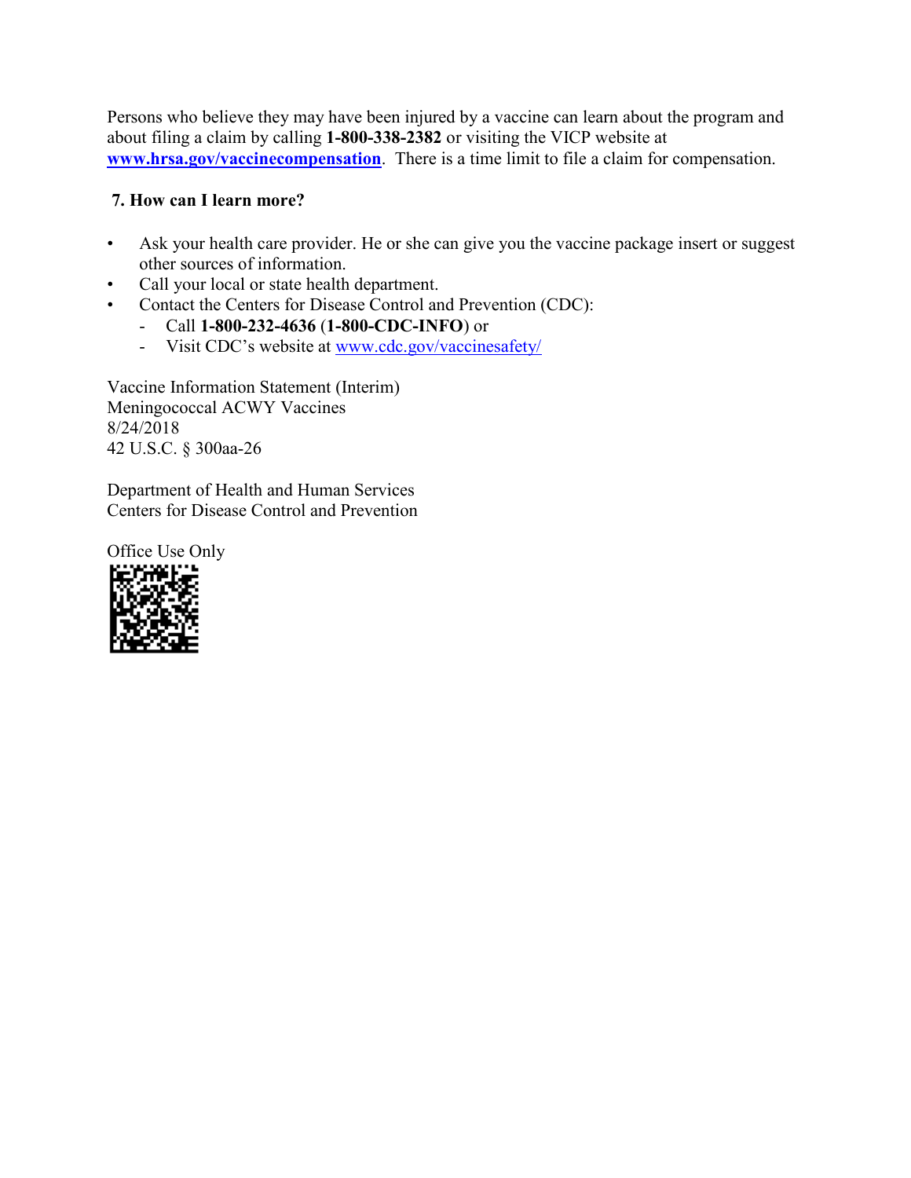Persons who believe they may have been injured by a vaccine can learn about the program and about filing a claim by calling **1-800-338-2382** or visiting the VICP website at **www.hrsa.gov/vaccinecompensation**. There is a time limit to file a claim for compensation.

## 7. How can I learn more?

- Ask your health care provider. He or she can give you the vaccine package insert or suggest other sources of information.
- Call your local or state health department.
- Contact the Centers for Disease Control and Prevention (CDC):
  - Call **1-800-232-4636** (**1-800-CDC-INFO**) or
  - Visit CDC's website at www.cdc.gov/vaccinesafety/

Vaccine Information Statement (Interim)
Meningococcal ACWY Vaccines
8/24/2018
42 U.S.C. § 300aa-26

Department of Health and Human Services
Centers for Disease Control and Prevention

Office Use Only